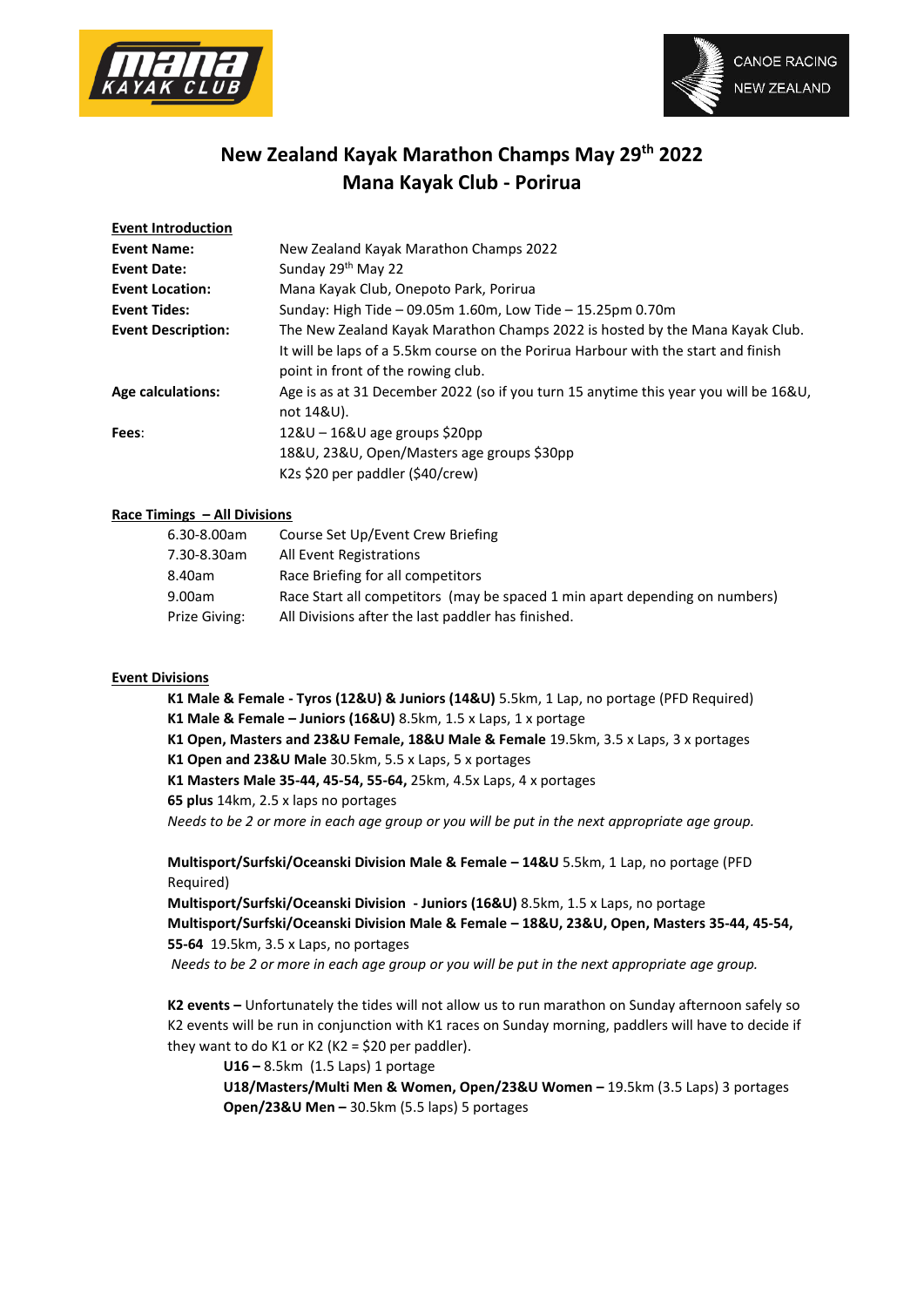# New Zealand Kayak Marathon Champs May 29th 2022
# Mana Kayak Club - Porirua

**Event Introduction**

| | |
|---|---|
| **Event Name:** | New Zealand Kayak Marathon Champs 2022 |
| **Event Date:** | Sunday 29th May 22 |
| **Event Location:** | Mana Kayak Club, Onepoto Park, Porirua |
| **Event Tides:** | Sunday: High Tide – 09.05m 1.60m, Low Tide – 15.25pm 0.70m |
| **Event Description:** | The New Zealand Kayak Marathon Champs 2022 is hosted by the Mana Kayak Club. It will be laps of a 5.5km course on the Porirua Harbour with the start and finish point in front of the rowing club. |
| **Age calculations:** | Age is as at 31 December 2022 (so if you turn 15 anytime this year you will be 16&U, not 14&U). |
| **Fees**: | 12&U – 16&U age groups $20pp<br>18&U, 23&U, Open/Masters age groups $30pp<br>K2s $20 per paddler ($40/crew) |

**Race Timings – All Divisions**

| | |
|---|---|
| 6.30-8.00am | Course Set Up/Event Crew Briefing |
| 7.30-8.30am | All Event Registrations |
| 8.40am | Race Briefing for all competitors |
| 9.00am | Race Start all competitors (may be spaced 1 min apart depending on numbers) |
| Prize Giving: | All Divisions after the last paddler has finished. |

**Event Divisions**

**K1 Male & Female - Tyros (12&U) & Juniors (14&U)** 5.5km, 1 Lap, no portage (PFD Required)
**K1 Male & Female – Juniors (16&U)** 8.5km, 1.5 x Laps, 1 x portage
**K1 Open, Masters and 23&U Female, 18&U Male & Female** 19.5km, 3.5 x Laps, 3 x portages
**K1 Open and 23&U Male** 30.5km, 5.5 x Laps, 5 x portages
**K1 Masters Male 35-44, 45-54, 55-64,** 25km, 4.5x Laps, 4 x portages
**65 plus** 14km, 2.5 x laps no portages
*Needs to be 2 or more in each age group or you will be put in the next appropriate age group.*

**Multisport/Surfski/Oceanski Division Male & Female – 14&U** 5.5km, 1 Lap, no portage (PFD Required)
**Multisport/Surfski/Oceanski Division - Juniors (16&U)** 8.5km, 1.5 x Laps, no portage
**Multisport/Surfski/Oceanski Division Male & Female – 18&U, 23&U, Open, Masters 35-44, 45-54, 55-64** 19.5km, 3.5 x Laps, no portages
*Needs to be 2 or more in each age group or you will be put in the next appropriate age group.*

**K2 events –** Unfortunately the tides will not allow us to run marathon on Sunday afternoon safely so K2 events will be run in conjunction with K1 races on Sunday morning, paddlers will have to decide if they want to do K1 or K2 (K2 = $20 per paddler).

- **U16 –** 8.5km (1.5 Laps) 1 portage
- **U18/Masters/Multi Men & Women, Open/23&U Women –** 19.5km (3.5 Laps) 3 portages
- **Open/23&U Men –** 30.5km (5.5 laps) 5 portages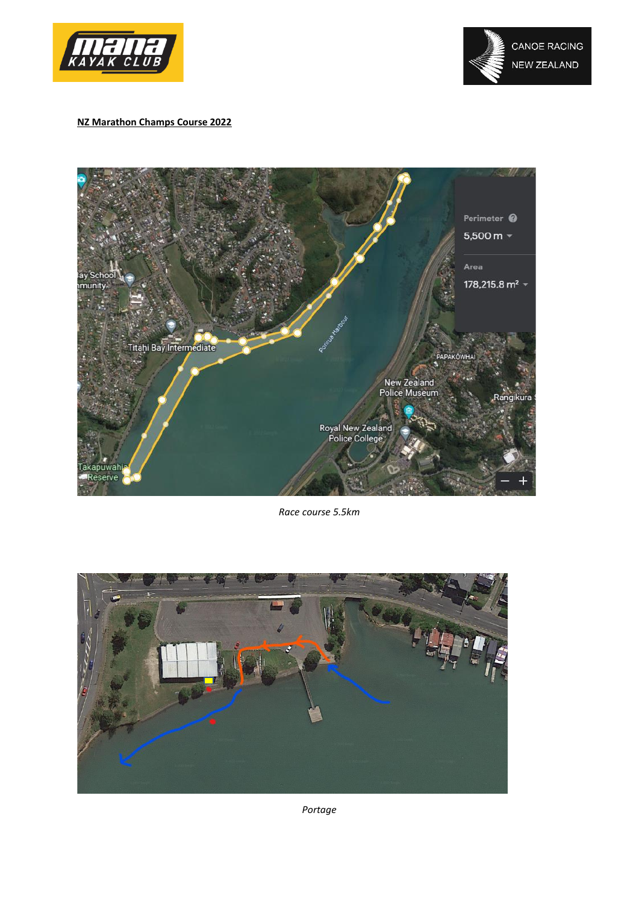**NZ Marathon Champs Course 2022**

*Race course 5.5km*

*Portage*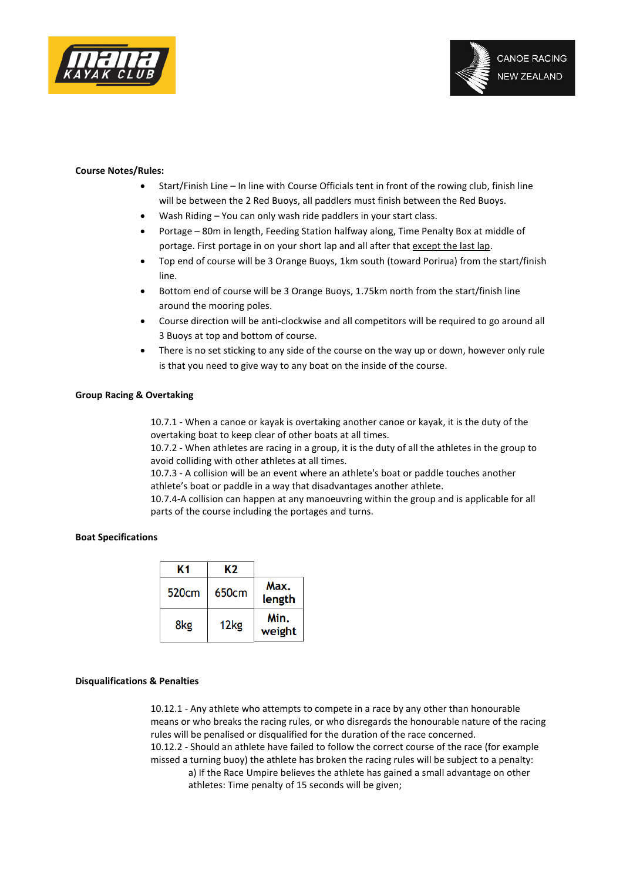**Course Notes/Rules:**

- Start/Finish Line – In line with Course Officials tent in front of the rowing club, finish line will be between the 2 Red Buoys, all paddlers must finish between the Red Buoys.
- Wash Riding – You can only wash ride paddlers in your start class.
- Portage – 80m in length, Feeding Station halfway along, Time Penalty Box at middle of portage. First portage in on your short lap and all after that <u>except the last lap</u>.
- Top end of course will be 3 Orange Buoys, 1km south (toward Porirua) from the start/finish line.
- Bottom end of course will be 3 Orange Buoys, 1.75km north from the start/finish line around the mooring poles.
- Course direction will be anti-clockwise and all competitors will be required to go around all 3 Buoys at top and bottom of course.
- There is no set sticking to any side of the course on the way up or down, however only rule is that you need to give way to any boat on the inside of the course.

**Group Racing & Overtaking**

10.7.1 - When a canoe or kayak is overtaking another canoe or kayak, it is the duty of the overtaking boat to keep clear of other boats at all times.
10.7.2 - When athletes are racing in a group, it is the duty of all the athletes in the group to avoid colliding with other athletes at all times.
10.7.3 - A collision will be an event where an athlete's boat or paddle touches another athlete's boat or paddle in a way that disadvantages another athlete.
10.7.4-A collision can happen at any manoeuvring within the group and is applicable for all parts of the course including the portages and turns.

**Boat Specifications**

| K1 | K2 | |
|---|---|---|
| 520cm | 650cm | Max. length |
| 8kg | 12kg | Min. weight |

**Disqualifications & Penalties**

10.12.1 - Any athlete who attempts to compete in a race by any other than honourable means or who breaks the racing rules, or who disregards the honourable nature of the racing rules will be penalised or disqualified for the duration of the race concerned.
10.12.2 - Should an athlete have failed to follow the correct course of the race (for example missed a turning buoy) the athlete has broken the racing rules will be subject to a penalty:

a) If the Race Umpire believes the athlete has gained a small advantage on other athletes: Time penalty of 15 seconds will be given;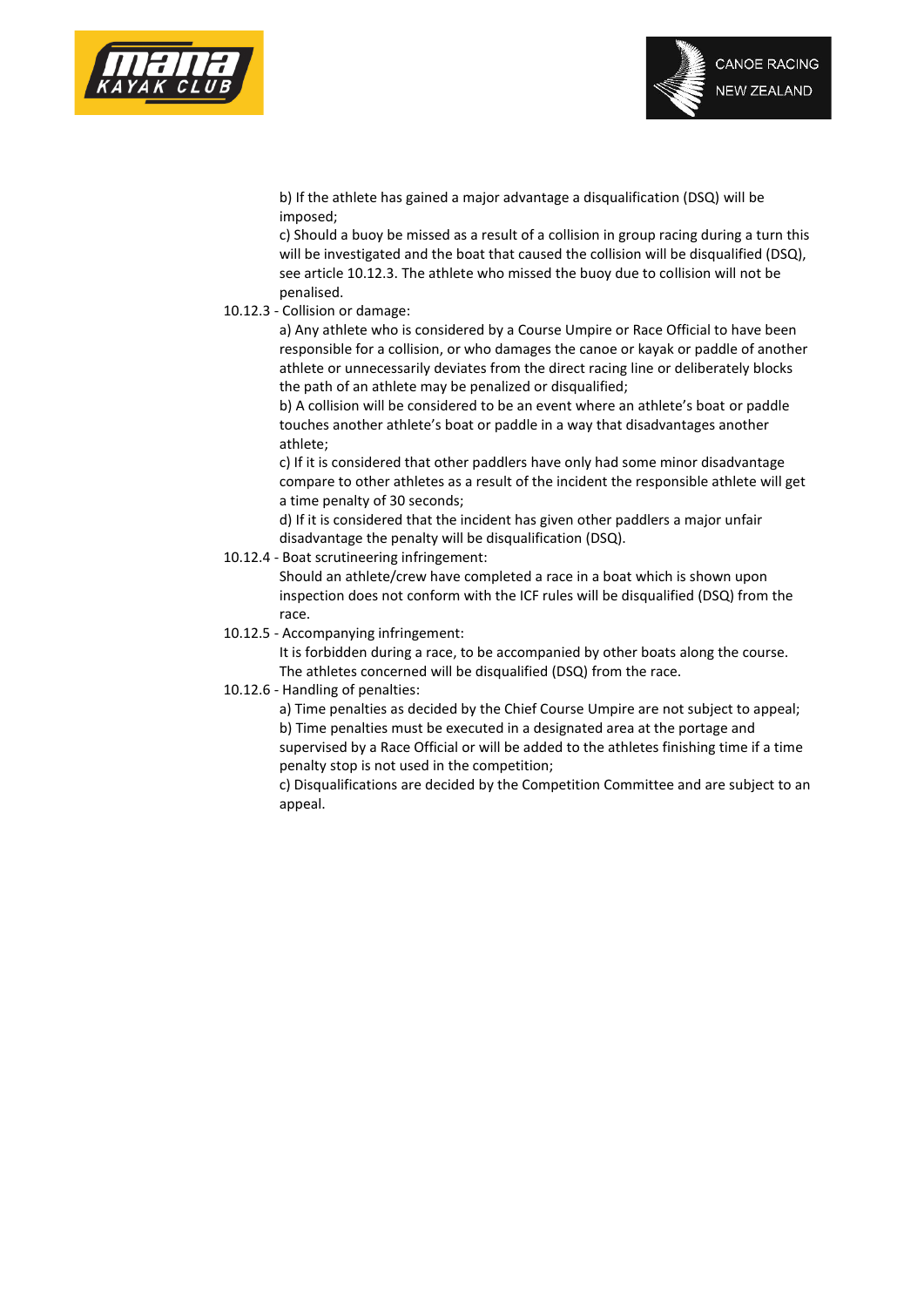b) If the athlete has gained a major advantage a disqualification (DSQ) will be imposed;

c) Should a buoy be missed as a result of a collision in group racing during a turn this will be investigated and the boat that caused the collision will be disqualified (DSQ), see article 10.12.3. The athlete who missed the buoy due to collision will not be penalised.

10.12.3 - Collision or damage:

a) Any athlete who is considered by a Course Umpire or Race Official to have been responsible for a collision, or who damages the canoe or kayak or paddle of another athlete or unnecessarily deviates from the direct racing line or deliberately blocks the path of an athlete may be penalized or disqualified;

b) A collision will be considered to be an event where an athlete's boat or paddle touches another athlete's boat or paddle in a way that disadvantages another athlete;

c) If it is considered that other paddlers have only had some minor disadvantage compare to other athletes as a result of the incident the responsible athlete will get a time penalty of 30 seconds;

d) If it is considered that the incident has given other paddlers a major unfair disadvantage the penalty will be disqualification (DSQ).

10.12.4 - Boat scrutineering infringement:

Should an athlete/crew have completed a race in a boat which is shown upon inspection does not conform with the ICF rules will be disqualified (DSQ) from the race.

10.12.5 - Accompanying infringement:

It is forbidden during a race, to be accompanied by other boats along the course. The athletes concerned will be disqualified (DSQ) from the race.

10.12.6 - Handling of penalties:

a) Time penalties as decided by the Chief Course Umpire are not subject to appeal;

b) Time penalties must be executed in a designated area at the portage and supervised by a Race Official or will be added to the athletes finishing time if a time penalty stop is not used in the competition;

c) Disqualifications are decided by the Competition Committee and are subject to an appeal.